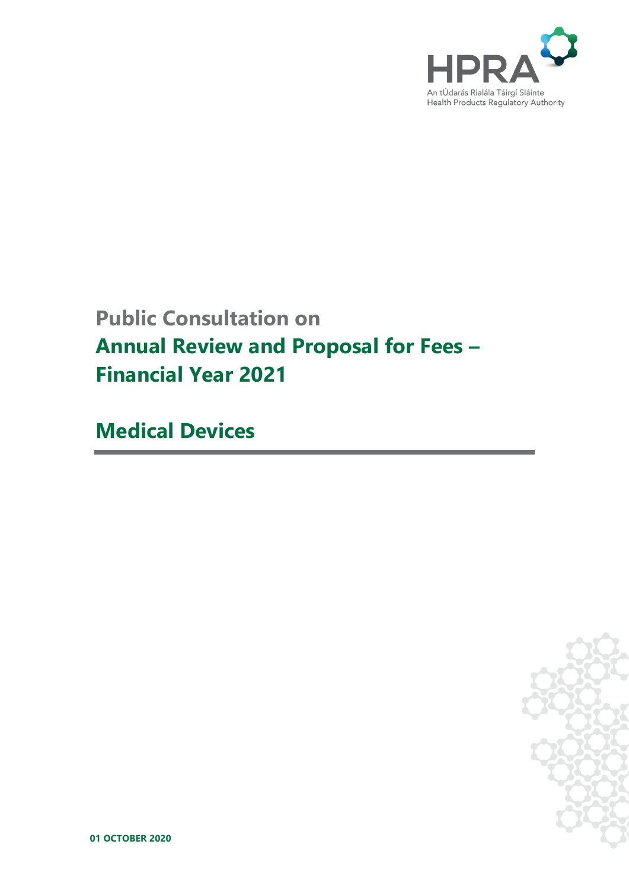HPRA

An tÚdarás Rialála Táirgí Sláinte
Health Products Regulatory Authority

# Public Consultation on Annual Review and Proposal for Fees – Financial Year 2021

## Medical Devices

**01 OCTOBER 2020**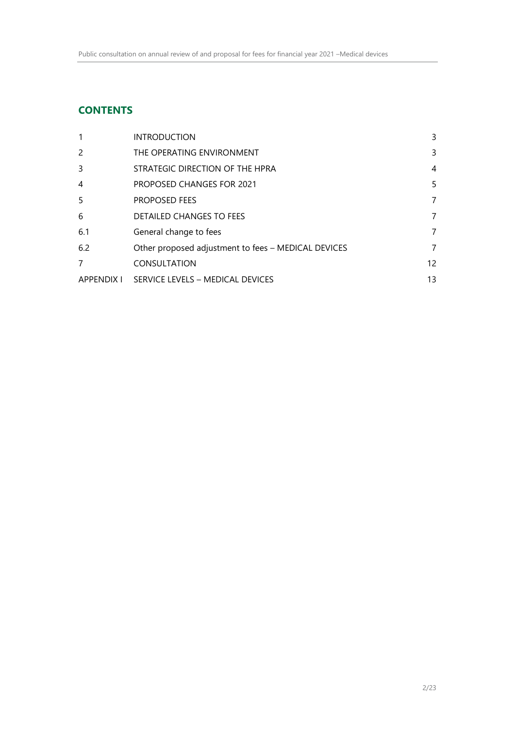## CONTENTS

| | | |
|---|---|---|
| 1 | INTRODUCTION | 3 |
| 2 | THE OPERATING ENVIRONMENT | 3 |
| 3 | STRATEGIC DIRECTION OF THE HPRA | 4 |
| 4 | PROPOSED CHANGES FOR 2021 | 5 |
| 5 | PROPOSED FEES | 7 |
| 6 | DETAILED CHANGES TO FEES | 7 |
| 6.1 | General change to fees | 7 |
| 6.2 | Other proposed adjustment to fees – MEDICAL DEVICES | 7 |
| 7 | CONSULTATION | 12 |
| APPENDIX I | SERVICE LEVELS – MEDICAL DEVICES | 13 |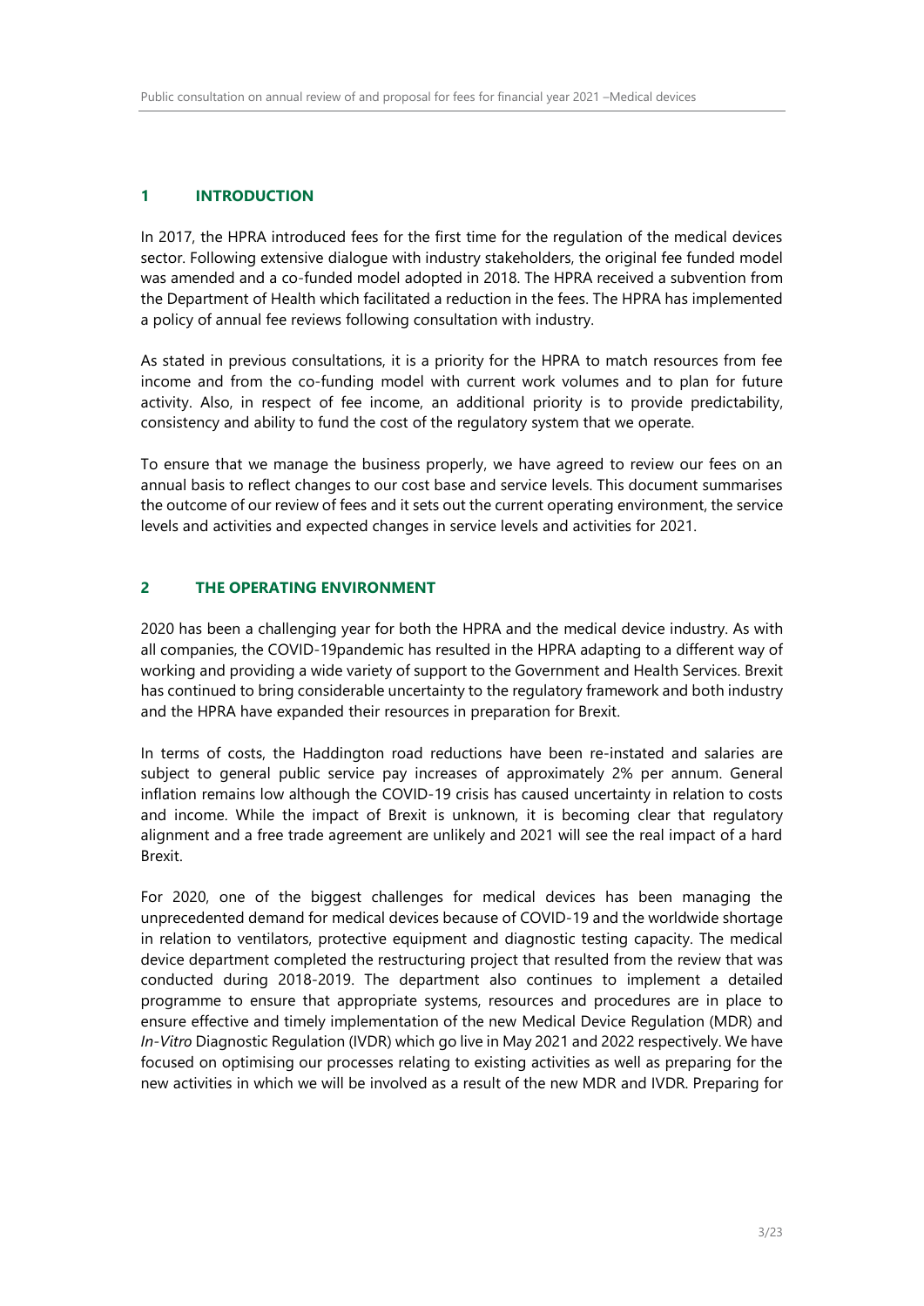## 1 INTRODUCTION

In 2017, the HPRA introduced fees for the first time for the regulation of the medical devices sector. Following extensive dialogue with industry stakeholders, the original fee funded model was amended and a co-funded model adopted in 2018. The HPRA received a subvention from the Department of Health which facilitated a reduction in the fees. The HPRA has implemented a policy of annual fee reviews following consultation with industry.

As stated in previous consultations, it is a priority for the HPRA to match resources from fee income and from the co-funding model with current work volumes and to plan for future activity. Also, in respect of fee income, an additional priority is to provide predictability, consistency and ability to fund the cost of the regulatory system that we operate.

To ensure that we manage the business properly, we have agreed to review our fees on an annual basis to reflect changes to our cost base and service levels. This document summarises the outcome of our review of fees and it sets out the current operating environment, the service levels and activities and expected changes in service levels and activities for 2021.

## 2 THE OPERATING ENVIRONMENT

2020 has been a challenging year for both the HPRA and the medical device industry. As with all companies, the COVID-19pandemic has resulted in the HPRA adapting to a different way of working and providing a wide variety of support to the Government and Health Services. Brexit has continued to bring considerable uncertainty to the regulatory framework and both industry and the HPRA have expanded their resources in preparation for Brexit.

In terms of costs, the Haddington road reductions have been re-instated and salaries are subject to general public service pay increases of approximately 2% per annum. General inflation remains low although the COVID-19 crisis has caused uncertainty in relation to costs and income. While the impact of Brexit is unknown, it is becoming clear that regulatory alignment and a free trade agreement are unlikely and 2021 will see the real impact of a hard Brexit.

For 2020, one of the biggest challenges for medical devices has been managing the unprecedented demand for medical devices because of COVID-19 and the worldwide shortage in relation to ventilators, protective equipment and diagnostic testing capacity. The medical device department completed the restructuring project that resulted from the review that was conducted during 2018-2019. The department also continues to implement a detailed programme to ensure that appropriate systems, resources and procedures are in place to ensure effective and timely implementation of the new Medical Device Regulation (MDR) and *In-Vitro* Diagnostic Regulation (IVDR) which go live in May 2021 and 2022 respectively. We have focused on optimising our processes relating to existing activities as well as preparing for the new activities in which we will be involved as a result of the new MDR and IVDR. Preparing for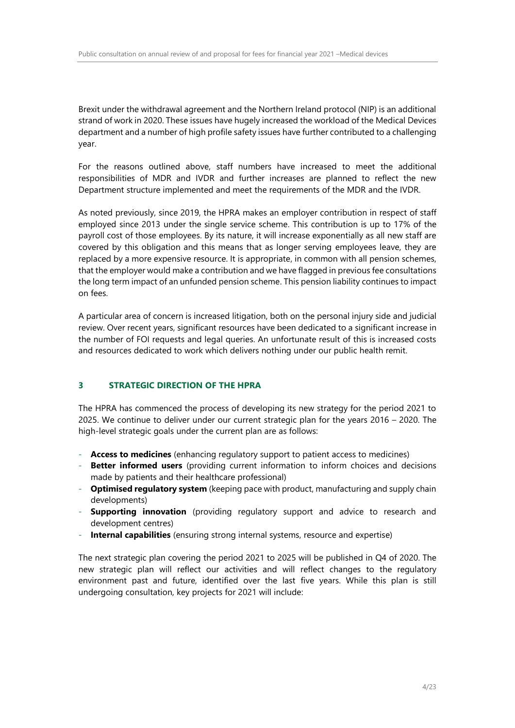Brexit under the withdrawal agreement and the Northern Ireland protocol (NIP) is an additional strand of work in 2020. These issues have hugely increased the workload of the Medical Devices department and a number of high profile safety issues have further contributed to a challenging year.

For the reasons outlined above, staff numbers have increased to meet the additional responsibilities of MDR and IVDR and further increases are planned to reflect the new Department structure implemented and meet the requirements of the MDR and the IVDR.

As noted previously, since 2019, the HPRA makes an employer contribution in respect of staff employed since 2013 under the single service scheme. This contribution is up to 17% of the payroll cost of those employees. By its nature, it will increase exponentially as all new staff are covered by this obligation and this means that as longer serving employees leave, they are replaced by a more expensive resource. It is appropriate, in common with all pension schemes, that the employer would make a contribution and we have flagged in previous fee consultations the long term impact of an unfunded pension scheme. This pension liability continues to impact on fees.

A particular area of concern is increased litigation, both on the personal injury side and judicial review. Over recent years, significant resources have been dedicated to a significant increase in the number of FOI requests and legal queries. An unfortunate result of this is increased costs and resources dedicated to work which delivers nothing under our public health remit.

## 3 STRATEGIC DIRECTION OF THE HPRA

The HPRA has commenced the process of developing its new strategy for the period 2021 to 2025. We continue to deliver under our current strategic plan for the years 2016 – 2020. The high-level strategic goals under the current plan are as follows:

- **Access to medicines** (enhancing regulatory support to patient access to medicines)
- **Better informed users** (providing current information to inform choices and decisions made by patients and their healthcare professional)
- **Optimised regulatory system** (keeping pace with product, manufacturing and supply chain developments)
- **Supporting innovation** (providing regulatory support and advice to research and development centres)
- **Internal capabilities** (ensuring strong internal systems, resource and expertise)

The next strategic plan covering the period 2021 to 2025 will be published in Q4 of 2020. The new strategic plan will reflect our activities and will reflect changes to the regulatory environment past and future, identified over the last five years. While this plan is still undergoing consultation, key projects for 2021 will include: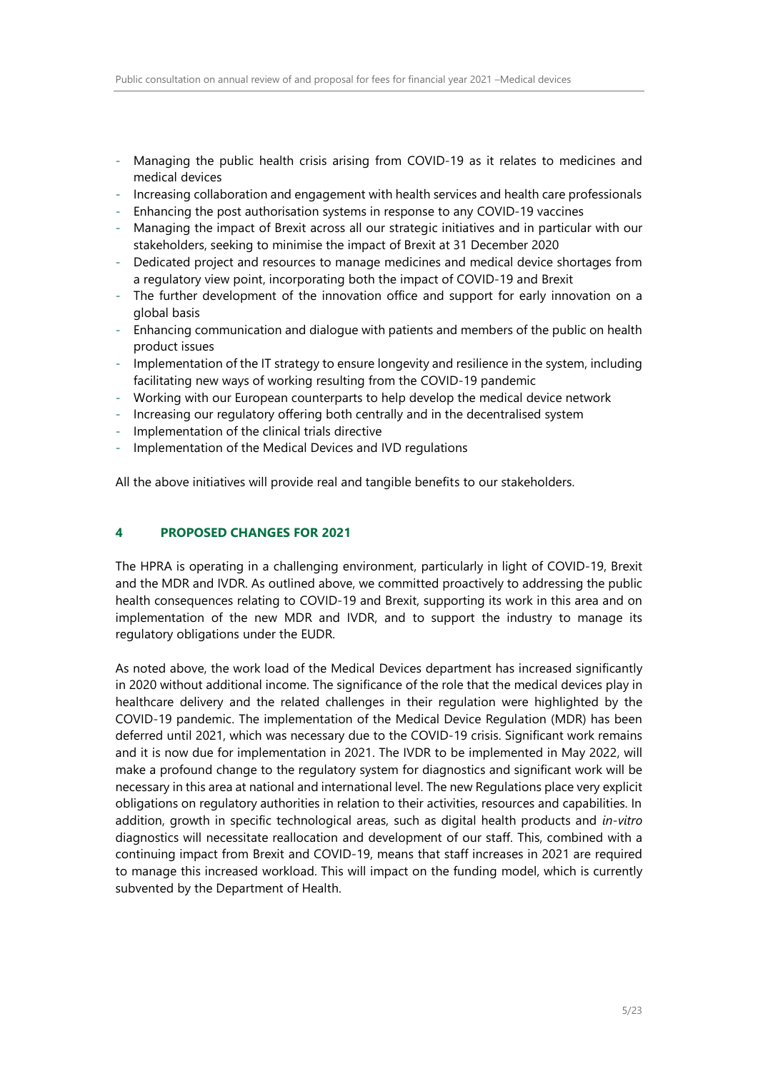- Managing the public health crisis arising from COVID-19 as it relates to medicines and medical devices
- Increasing collaboration and engagement with health services and health care professionals
- Enhancing the post authorisation systems in response to any COVID-19 vaccines
- Managing the impact of Brexit across all our strategic initiatives and in particular with our stakeholders, seeking to minimise the impact of Brexit at 31 December 2020
- Dedicated project and resources to manage medicines and medical device shortages from a regulatory view point, incorporating both the impact of COVID-19 and Brexit
- The further development of the innovation office and support for early innovation on a global basis
- Enhancing communication and dialogue with patients and members of the public on health product issues
- Implementation of the IT strategy to ensure longevity and resilience in the system, including facilitating new ways of working resulting from the COVID-19 pandemic
- Working with our European counterparts to help develop the medical device network
- Increasing our regulatory offering both centrally and in the decentralised system
- Implementation of the clinical trials directive
- Implementation of the Medical Devices and IVD regulations

All the above initiatives will provide real and tangible benefits to our stakeholders.

## 4 PROPOSED CHANGES FOR 2021

The HPRA is operating in a challenging environment, particularly in light of COVID-19, Brexit and the MDR and IVDR. As outlined above, we committed proactively to addressing the public health consequences relating to COVID-19 and Brexit, supporting its work in this area and on implementation of the new MDR and IVDR, and to support the industry to manage its regulatory obligations under the EUDR.

As noted above, the work load of the Medical Devices department has increased significantly in 2020 without additional income. The significance of the role that the medical devices play in healthcare delivery and the related challenges in their regulation were highlighted by the COVID-19 pandemic. The implementation of the Medical Device Regulation (MDR) has been deferred until 2021, which was necessary due to the COVID-19 crisis. Significant work remains and it is now due for implementation in 2021. The IVDR to be implemented in May 2022, will make a profound change to the regulatory system for diagnostics and significant work will be necessary in this area at national and international level. The new Regulations place very explicit obligations on regulatory authorities in relation to their activities, resources and capabilities. In addition, growth in specific technological areas, such as digital health products and *in-vitro* diagnostics will necessitate reallocation and development of our staff. This, combined with a continuing impact from Brexit and COVID-19, means that staff increases in 2021 are required to manage this increased workload. This will impact on the funding model, which is currently subvented by the Department of Health.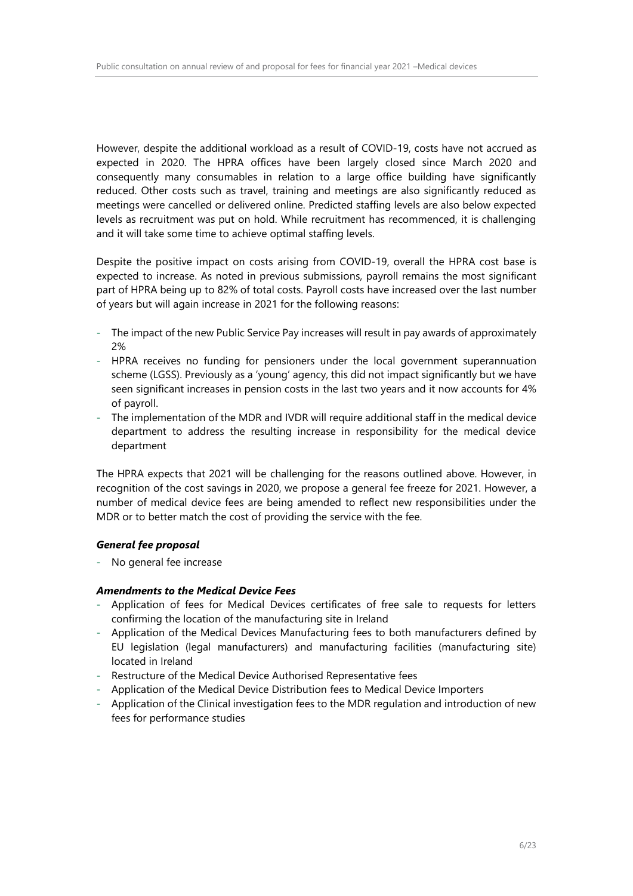However, despite the additional workload as a result of COVID-19, costs have not accrued as expected in 2020. The HPRA offices have been largely closed since March 2020 and consequently many consumables in relation to a large office building have significantly reduced. Other costs such as travel, training and meetings are also significantly reduced as meetings were cancelled or delivered online. Predicted staffing levels are also below expected levels as recruitment was put on hold. While recruitment has recommenced, it is challenging and it will take some time to achieve optimal staffing levels.

Despite the positive impact on costs arising from COVID-19, overall the HPRA cost base is expected to increase. As noted in previous submissions, payroll remains the most significant part of HPRA being up to 82% of total costs. Payroll costs have increased over the last number of years but will again increase in 2021 for the following reasons:

- The impact of the new Public Service Pay increases will result in pay awards of approximately 2%
- HPRA receives no funding for pensioners under the local government superannuation scheme (LGSS). Previously as a 'young' agency, this did not impact significantly but we have seen significant increases in pension costs in the last two years and it now accounts for 4% of payroll.
- The implementation of the MDR and IVDR will require additional staff in the medical device department to address the resulting increase in responsibility for the medical device department

The HPRA expects that 2021 will be challenging for the reasons outlined above. However, in recognition of the cost savings in 2020, we propose a general fee freeze for 2021. However, a number of medical device fees are being amended to reflect new responsibilities under the MDR or to better match the cost of providing the service with the fee.

***General fee proposal***

- No general fee increase

***Amendments to the Medical Device Fees***

- Application of fees for Medical Devices certificates of free sale to requests for letters confirming the location of the manufacturing site in Ireland
- Application of the Medical Devices Manufacturing fees to both manufacturers defined by EU legislation (legal manufacturers) and manufacturing facilities (manufacturing site) located in Ireland
- Restructure of the Medical Device Authorised Representative fees
- Application of the Medical Device Distribution fees to Medical Device Importers
- Application of the Clinical investigation fees to the MDR regulation and introduction of new fees for performance studies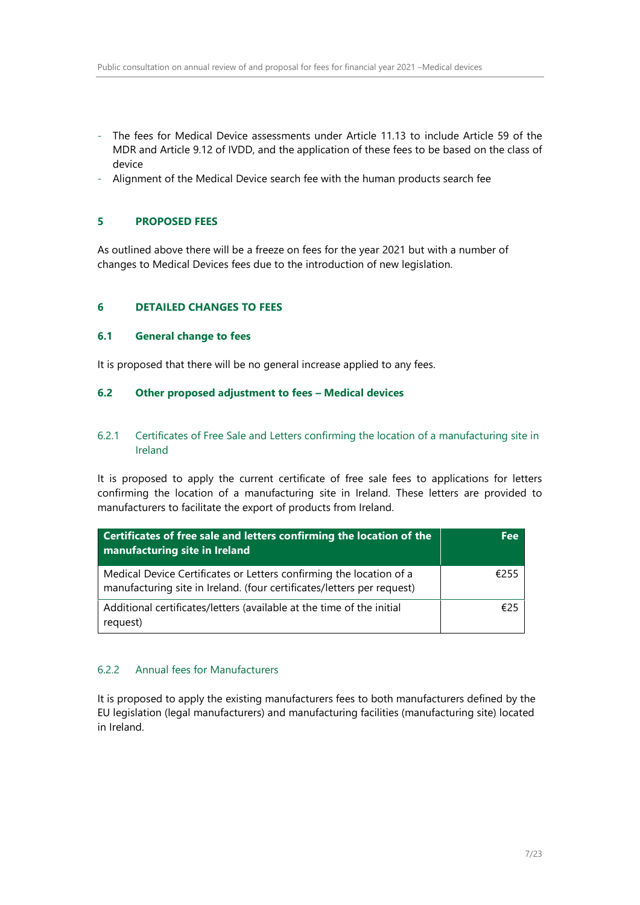- The fees for Medical Device assessments under Article 11.13 to include Article 59 of the MDR and Article 9.12 of IVDD, and the application of these fees to be based on the class of device
- Alignment of the Medical Device search fee with the human products search fee

## 5 PROPOSED FEES

As outlined above there will be a freeze on fees for the year 2021 but with a number of changes to Medical Devices fees due to the introduction of new legislation.

## 6 DETAILED CHANGES TO FEES

### 6.1 General change to fees

It is proposed that there will be no general increase applied to any fees.

### 6.2 Other proposed adjustment to fees – Medical devices

#### 6.2.1 Certificates of Free Sale and Letters confirming the location of a manufacturing site in Ireland

It is proposed to apply the current certificate of free sale fees to applications for letters confirming the location of a manufacturing site in Ireland. These letters are provided to manufacturers to facilitate the export of products from Ireland.

| Certificates of free sale and letters confirming the location of the manufacturing site in Ireland | Fee |
|---|---|
| Medical Device Certificates or Letters confirming the location of a manufacturing site in Ireland. (four certificates/letters per request) | €255 |
| Additional certificates/letters (available at the time of the initial request) | €25 |

#### 6.2.2 Annual fees for Manufacturers

It is proposed to apply the existing manufacturers fees to both manufacturers defined by the EU legislation (legal manufacturers) and manufacturing facilities (manufacturing site) located in Ireland.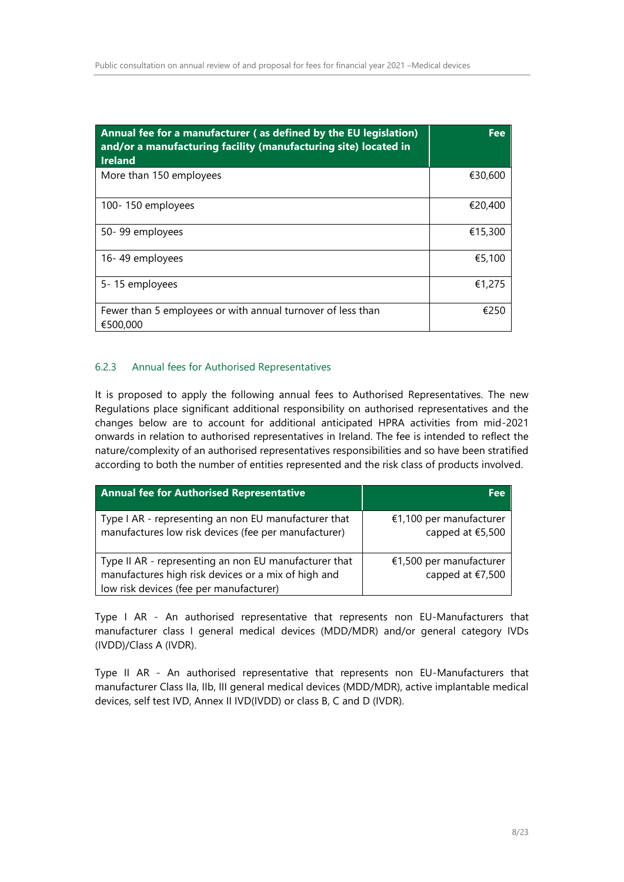| Annual fee for a manufacturer ( as defined by the EU legislation) and/or a manufacturing facility (manufacturing site) located in Ireland | Fee |
|---|---|
| More than 150 employees | €30,600 |
| 100- 150 employees | €20,400 |
| 50- 99 employees | €15,300 |
| 16- 49 employees | €5,100 |
| 5- 15 employees | €1,275 |
| Fewer than 5 employees or with annual turnover of less than €500,000 | €250 |

### 6.2.3 Annual fees for Authorised Representatives

It is proposed to apply the following annual fees to Authorised Representatives. The new Regulations place significant additional responsibility on authorised representatives and the changes below are to account for additional anticipated HPRA activities from mid-2021 onwards in relation to authorised representatives in Ireland. The fee is intended to reflect the nature/complexity of an authorised representatives responsibilities and so have been stratified according to both the number of entities represented and the risk class of products involved.

| Annual fee for Authorised Representative | Fee |
|---|---|
| Type I AR - representing an non EU manufacturer that manufactures low risk devices (fee per manufacturer) | €1,100 per manufacturer capped at €5,500 |
| Type II AR - representing an non EU manufacturer that manufactures high risk devices or a mix of high and low risk devices (fee per manufacturer) | €1,500 per manufacturer capped at €7,500 |

Type I AR - An authorised representative that represents non EU-Manufacturers that manufacturer class I general medical devices (MDD/MDR) and/or general category IVDs (IVDD)/Class A (IVDR).

Type II AR - An authorised representative that represents non EU-Manufacturers that manufacturer Class IIa, IIb, III general medical devices (MDD/MDR), active implantable medical devices, self test IVD, Annex II IVD(IVDD) or class B, C and D (IVDR).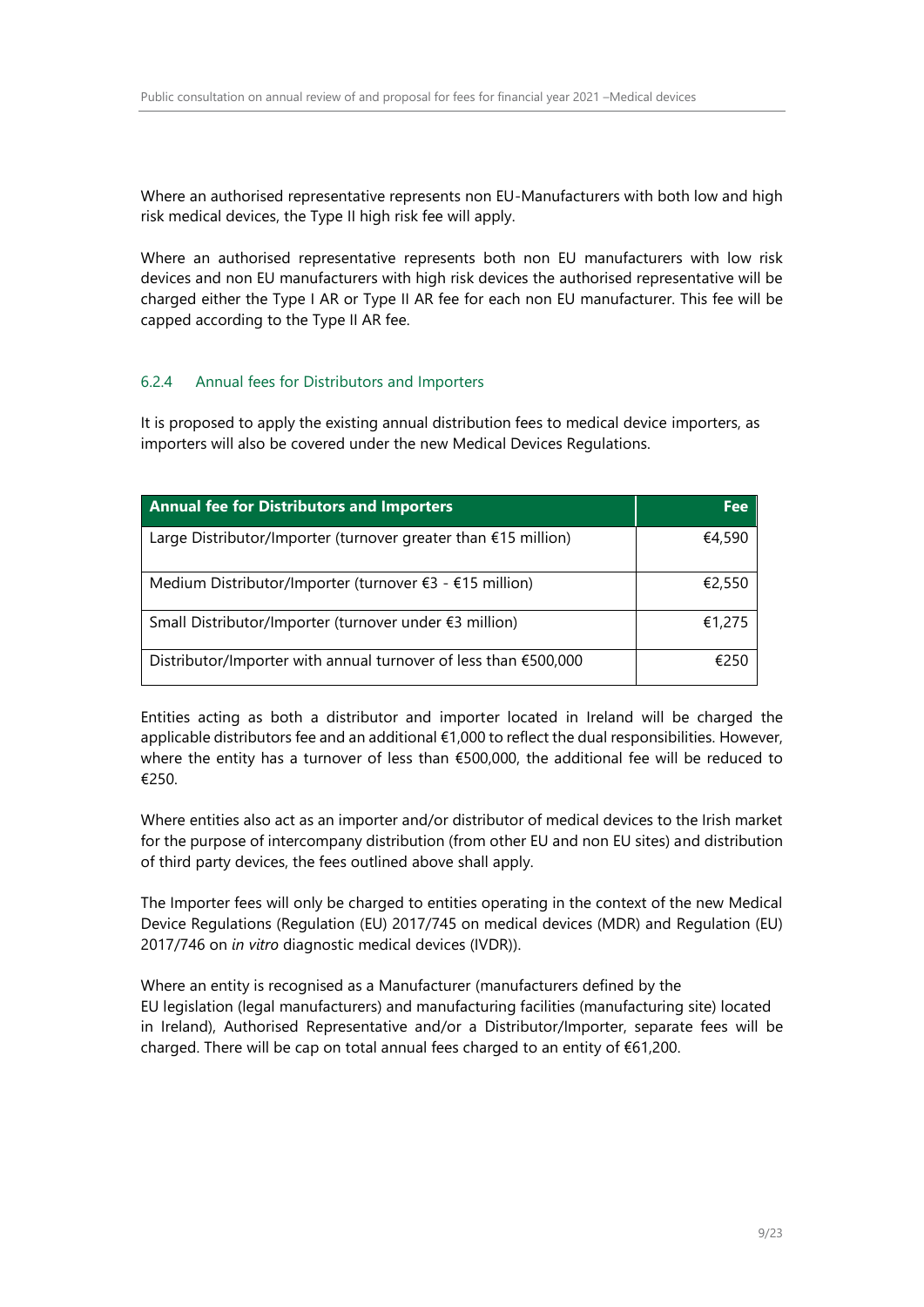Where an authorised representative represents non EU-Manufacturers with both low and high risk medical devices, the Type II high risk fee will apply.

Where an authorised representative represents both non EU manufacturers with low risk devices and non EU manufacturers with high risk devices the authorised representative will be charged either the Type I AR or Type II AR fee for each non EU manufacturer. This fee will be capped according to the Type II AR fee.

### 6.2.4 Annual fees for Distributors and Importers

It is proposed to apply the existing annual distribution fees to medical device importers, as importers will also be covered under the new Medical Devices Regulations.

| Annual fee for Distributors and Importers | Fee |
|---|---|
| Large Distributor/Importer (turnover greater than €15 million) | €4,590 |
| Medium Distributor/Importer (turnover €3 - €15 million) | €2,550 |
| Small Distributor/Importer (turnover under €3 million) | €1,275 |
| Distributor/Importer with annual turnover of less than €500,000 | €250 |

Entities acting as both a distributor and importer located in Ireland will be charged the applicable distributors fee and an additional €1,000 to reflect the dual responsibilities. However, where the entity has a turnover of less than €500,000, the additional fee will be reduced to €250.

Where entities also act as an importer and/or distributor of medical devices to the Irish market for the purpose of intercompany distribution (from other EU and non EU sites) and distribution of third party devices, the fees outlined above shall apply.

The Importer fees will only be charged to entities operating in the context of the new Medical Device Regulations (Regulation (EU) 2017/745 on medical devices (MDR) and Regulation (EU) 2017/746 on *in vitro* diagnostic medical devices (IVDR)).

Where an entity is recognised as a Manufacturer (manufacturers defined by the EU legislation (legal manufacturers) and manufacturing facilities (manufacturing site) located in Ireland), Authorised Representative and/or a Distributor/Importer, separate fees will be charged. There will be cap on total annual fees charged to an entity of €61,200.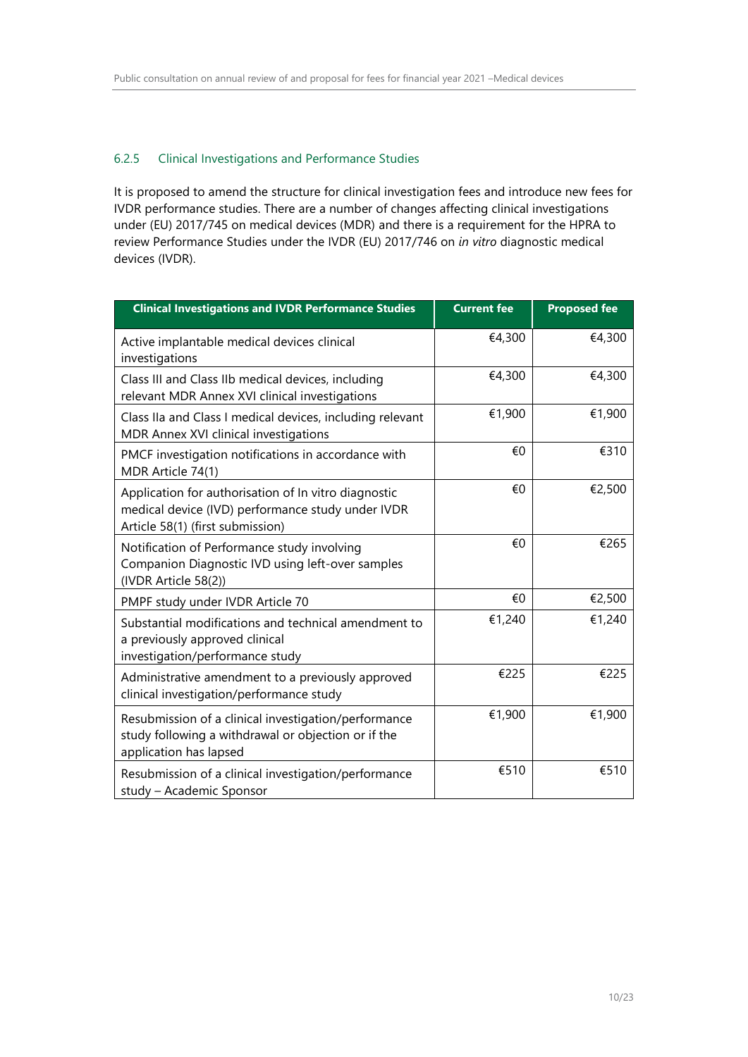### 6.2.5 Clinical Investigations and Performance Studies

It is proposed to amend the structure for clinical investigation fees and introduce new fees for IVDR performance studies. There are a number of changes affecting clinical investigations under (EU) 2017/745 on medical devices (MDR) and there is a requirement for the HPRA to review Performance Studies under the IVDR (EU) 2017/746 on *in vitro* diagnostic medical devices (IVDR).

| Clinical Investigations and IVDR Performance Studies | Current fee | Proposed fee |
| --- | --- | --- |
| Active implantable medical devices clinical investigations | €4,300 | €4,300 |
| Class III and Class IIb medical devices, including relevant MDR Annex XVI clinical investigations | €4,300 | €4,300 |
| Class IIa and Class I medical devices, including relevant MDR Annex XVI clinical investigations | €1,900 | €1,900 |
| PMCF investigation notifications in accordance with MDR Article 74(1) | €0 | €310 |
| Application for authorisation of In vitro diagnostic medical device (IVD) performance study under IVDR Article 58(1) (first submission) | €0 | €2,500 |
| Notification of Performance study involving Companion Diagnostic IVD using left-over samples (IVDR Article 58(2)) | €0 | €265 |
| PMPF study under IVDR Article 70 | €0 | €2,500 |
| Substantial modifications and technical amendment to a previously approved clinical investigation/performance study | €1,240 | €1,240 |
| Administrative amendment to a previously approved clinical investigation/performance study | €225 | €225 |
| Resubmission of a clinical investigation/performance study following a withdrawal or objection or if the application has lapsed | €1,900 | €1,900 |
| Resubmission of a clinical investigation/performance study – Academic Sponsor | €510 | €510 |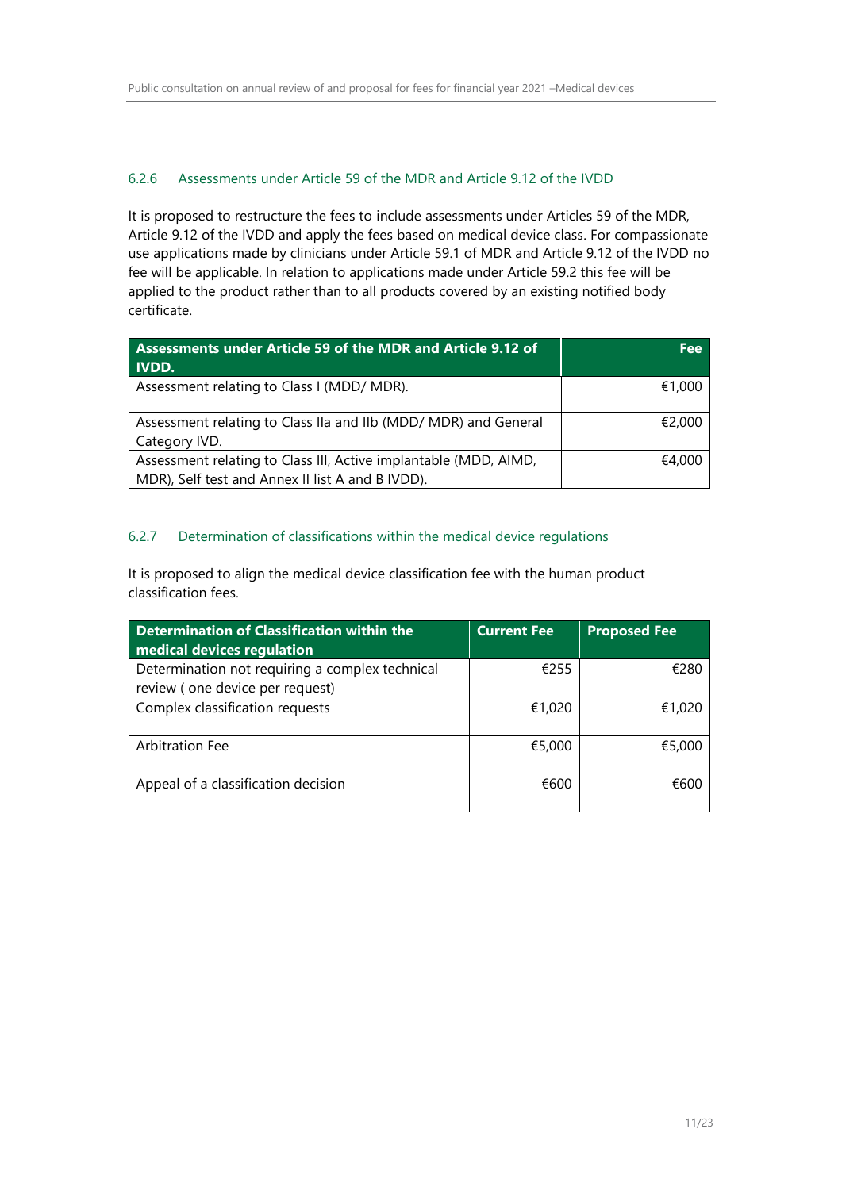### 6.2.6 Assessments under Article 59 of the MDR and Article 9.12 of the IVDD

It is proposed to restructure the fees to include assessments under Articles 59 of the MDR, Article 9.12 of the IVDD and apply the fees based on medical device class. For compassionate use applications made by clinicians under Article 59.1 of MDR and Article 9.12 of the IVDD no fee will be applicable. In relation to applications made under Article 59.2 this fee will be applied to the product rather than to all products covered by an existing notified body certificate.

| Assessments under Article 59 of the MDR and Article 9.12 of IVDD. | Fee |
|---|---|
| Assessment relating to Class I (MDD/ MDR). | €1,000 |
| Assessment relating to Class IIa and IIb (MDD/ MDR) and General Category IVD. | €2,000 |
| Assessment relating to Class III, Active implantable (MDD, AIMD, MDR), Self test and Annex II list A and B IVDD). | €4,000 |

### 6.2.7 Determination of classifications within the medical device regulations

It is proposed to align the medical device classification fee with the human product classification fees.

| Determination of Classification within the medical devices regulation | Current Fee | Proposed Fee |
|---|---|---|
| Determination not requiring a complex technical review ( one device per request) | €255 | €280 |
| Complex classification requests | €1,020 | €1,020 |
| Arbitration Fee | €5,000 | €5,000 |
| Appeal of a classification decision | €600 | €600 |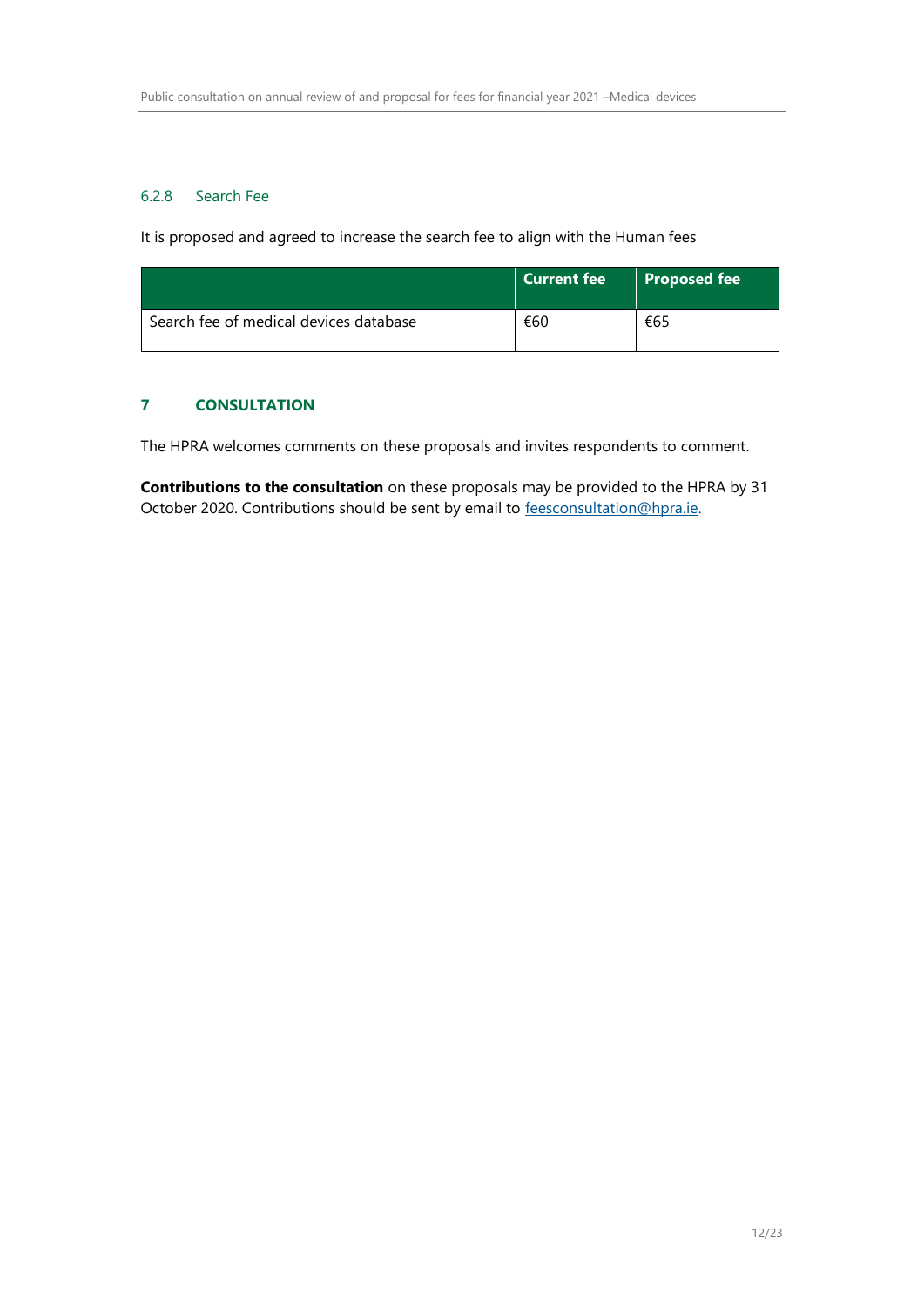#### 6.2.8 Search Fee

It is proposed and agreed to increase the search fee to align with the Human fees

| | Current fee | Proposed fee |
|---|---|---|
| Search fee of medical devices database | €60 | €65 |

## 7 CONSULTATION

The HPRA welcomes comments on these proposals and invites respondents to comment.

**Contributions to the consultation** on these proposals may be provided to the HPRA by 31 October 2020. Contributions should be sent by email to feesconsultation@hpra.ie.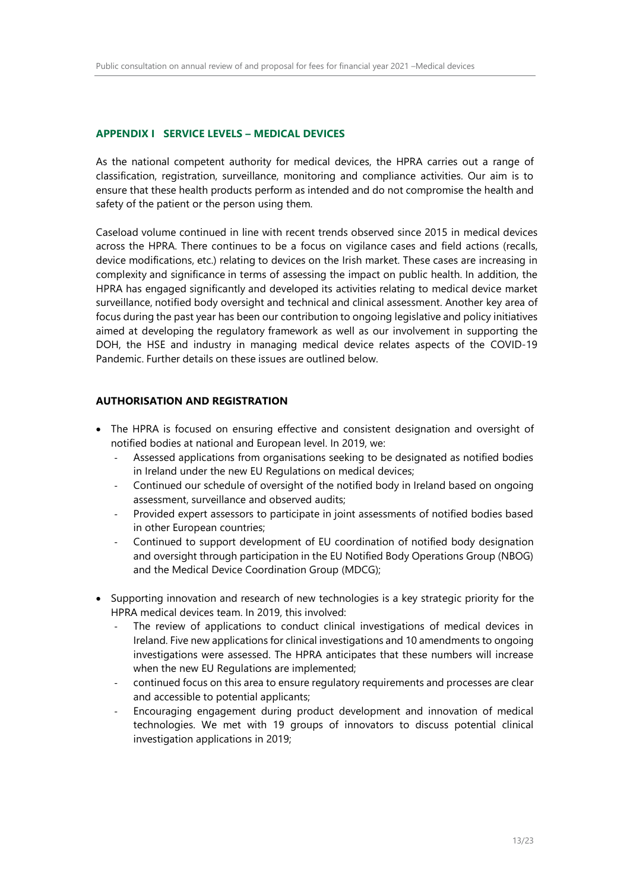## APPENDIX I SERVICE LEVELS – MEDICAL DEVICES

As the national competent authority for medical devices, the HPRA carries out a range of classification, registration, surveillance, monitoring and compliance activities. Our aim is to ensure that these health products perform as intended and do not compromise the health and safety of the patient or the person using them.

Caseload volume continued in line with recent trends observed since 2015 in medical devices across the HPRA. There continues to be a focus on vigilance cases and field actions (recalls, device modifications, etc.) relating to devices on the Irish market. These cases are increasing in complexity and significance in terms of assessing the impact on public health. In addition, the HPRA has engaged significantly and developed its activities relating to medical device market surveillance, notified body oversight and technical and clinical assessment. Another key area of focus during the past year has been our contribution to ongoing legislative and policy initiatives aimed at developing the regulatory framework as well as our involvement in supporting the DOH, the HSE and industry in managing medical device relates aspects of the COVID-19 Pandemic. Further details on these issues are outlined below.

### AUTHORISATION AND REGISTRATION

- The HPRA is focused on ensuring effective and consistent designation and oversight of notified bodies at national and European level. In 2019, we:
  - Assessed applications from organisations seeking to be designated as notified bodies in Ireland under the new EU Regulations on medical devices;
  - Continued our schedule of oversight of the notified body in Ireland based on ongoing assessment, surveillance and observed audits;
  - Provided expert assessors to participate in joint assessments of notified bodies based in other European countries;
  - Continued to support development of EU coordination of notified body designation and oversight through participation in the EU Notified Body Operations Group (NBOG) and the Medical Device Coordination Group (MDCG);
- Supporting innovation and research of new technologies is a key strategic priority for the HPRA medical devices team. In 2019, this involved:
  - The review of applications to conduct clinical investigations of medical devices in Ireland. Five new applications for clinical investigations and 10 amendments to ongoing investigations were assessed. The HPRA anticipates that these numbers will increase when the new EU Regulations are implemented;
  - continued focus on this area to ensure regulatory requirements and processes are clear and accessible to potential applicants;
  - Encouraging engagement during product development and innovation of medical technologies. We met with 19 groups of innovators to discuss potential clinical investigation applications in 2019;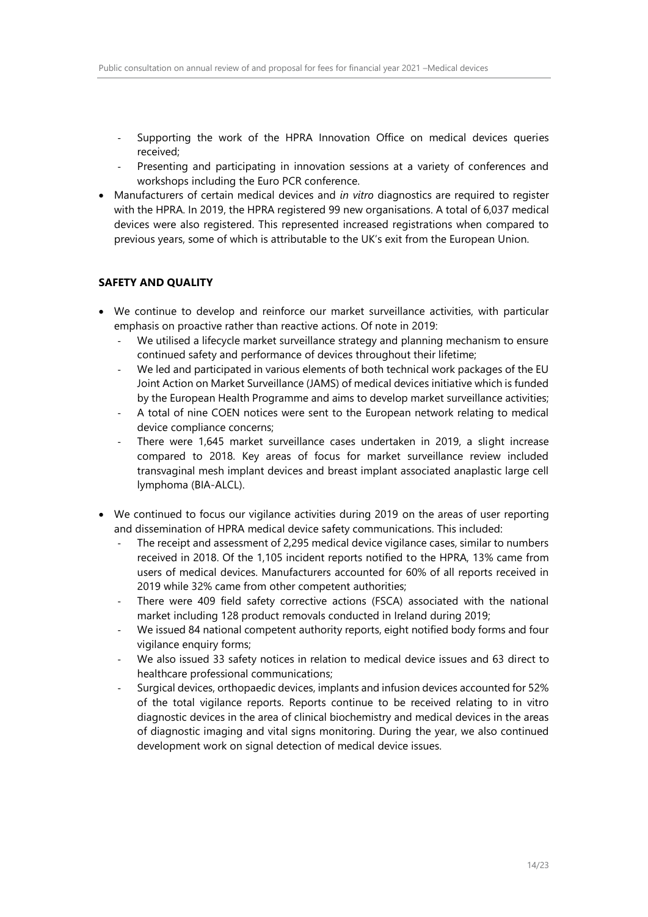- Supporting the work of the HPRA Innovation Office on medical devices queries received;
  - Presenting and participating in innovation sessions at a variety of conferences and workshops including the Euro PCR conference.
- Manufacturers of certain medical devices and *in vitro* diagnostics are required to register with the HPRA. In 2019, the HPRA registered 99 new organisations. A total of 6,037 medical devices were also registered. This represented increased registrations when compared to previous years, some of which is attributable to the UK's exit from the European Union.

**SAFETY AND QUALITY**

- We continue to develop and reinforce our market surveillance activities, with particular emphasis on proactive rather than reactive actions. Of note in 2019:
  - We utilised a lifecycle market surveillance strategy and planning mechanism to ensure continued safety and performance of devices throughout their lifetime;
  - We led and participated in various elements of both technical work packages of the EU Joint Action on Market Surveillance (JAMS) of medical devices initiative which is funded by the European Health Programme and aims to develop market surveillance activities;
  - A total of nine COEN notices were sent to the European network relating to medical device compliance concerns;
  - There were 1,645 market surveillance cases undertaken in 2019, a slight increase compared to 2018. Key areas of focus for market surveillance review included transvaginal mesh implant devices and breast implant associated anaplastic large cell lymphoma (BIA-ALCL).

- We continued to focus our vigilance activities during 2019 on the areas of user reporting and dissemination of HPRA medical device safety communications. This included:
  - The receipt and assessment of 2,295 medical device vigilance cases, similar to numbers received in 2018. Of the 1,105 incident reports notified to the HPRA, 13% came from users of medical devices. Manufacturers accounted for 60% of all reports received in 2019 while 32% came from other competent authorities;
  - There were 409 field safety corrective actions (FSCA) associated with the national market including 128 product removals conducted in Ireland during 2019;
  - We issued 84 national competent authority reports, eight notified body forms and four vigilance enquiry forms;
  - We also issued 33 safety notices in relation to medical device issues and 63 direct to healthcare professional communications;
  - Surgical devices, orthopaedic devices, implants and infusion devices accounted for 52% of the total vigilance reports. Reports continue to be received relating to in vitro diagnostic devices in the area of clinical biochemistry and medical devices in the areas of diagnostic imaging and vital signs monitoring. During the year, we also continued development work on signal detection of medical device issues.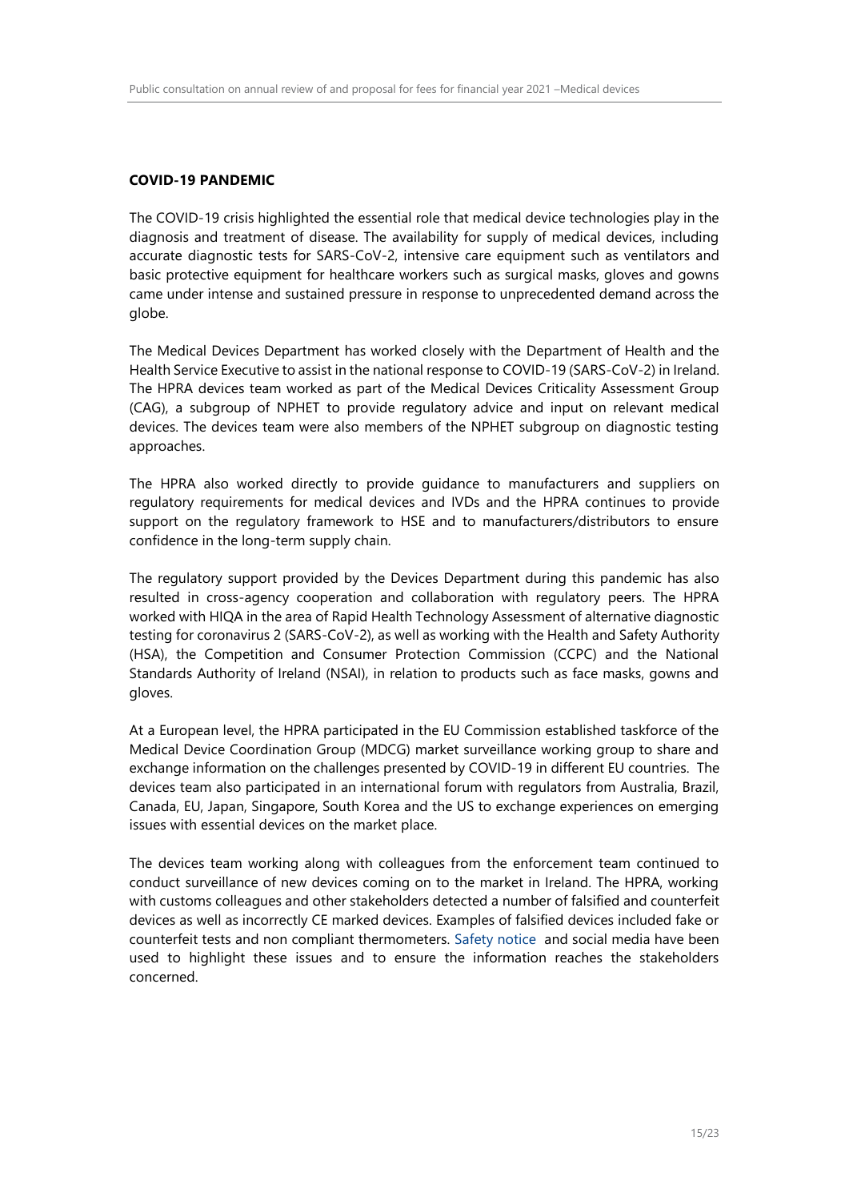**COVID-19 PANDEMIC**

The COVID-19 crisis highlighted the essential role that medical device technologies play in the diagnosis and treatment of disease. The availability for supply of medical devices, including accurate diagnostic tests for SARS-CoV-2, intensive care equipment such as ventilators and basic protective equipment for healthcare workers such as surgical masks, gloves and gowns came under intense and sustained pressure in response to unprecedented demand across the globe.

The Medical Devices Department has worked closely with the Department of Health and the Health Service Executive to assist in the national response to COVID-19 (SARS-CoV-2) in Ireland. The HPRA devices team worked as part of the Medical Devices Criticality Assessment Group (CAG), a subgroup of NPHET to provide regulatory advice and input on relevant medical devices. The devices team were also members of the NPHET subgroup on diagnostic testing approaches.

The HPRA also worked directly to provide guidance to manufacturers and suppliers on regulatory requirements for medical devices and IVDs and the HPRA continues to provide support on the regulatory framework to HSE and to manufacturers/distributors to ensure confidence in the long-term supply chain.

The regulatory support provided by the Devices Department during this pandemic has also resulted in cross-agency cooperation and collaboration with regulatory peers. The HPRA worked with HIQA in the area of Rapid Health Technology Assessment of alternative diagnostic testing for coronavirus 2 (SARS-CoV-2), as well as working with the Health and Safety Authority (HSA), the Competition and Consumer Protection Commission (CCPC) and the National Standards Authority of Ireland (NSAI), in relation to products such as face masks, gowns and gloves.

At a European level, the HPRA participated in the EU Commission established taskforce of the Medical Device Coordination Group (MDCG) market surveillance working group to share and exchange information on the challenges presented by COVID-19 in different EU countries. The devices team also participated in an international forum with regulators from Australia, Brazil, Canada, EU, Japan, Singapore, South Korea and the US to exchange experiences on emerging issues with essential devices on the market place.

The devices team working along with colleagues from the enforcement team continued to conduct surveillance of new devices coming on to the market in Ireland. The HPRA, working with customs colleagues and other stakeholders detected a number of falsified and counterfeit devices as well as incorrectly CE marked devices. Examples of falsified devices included fake or counterfeit tests and non compliant thermometers. Safety notice and social media have been used to highlight these issues and to ensure the information reaches the stakeholders concerned.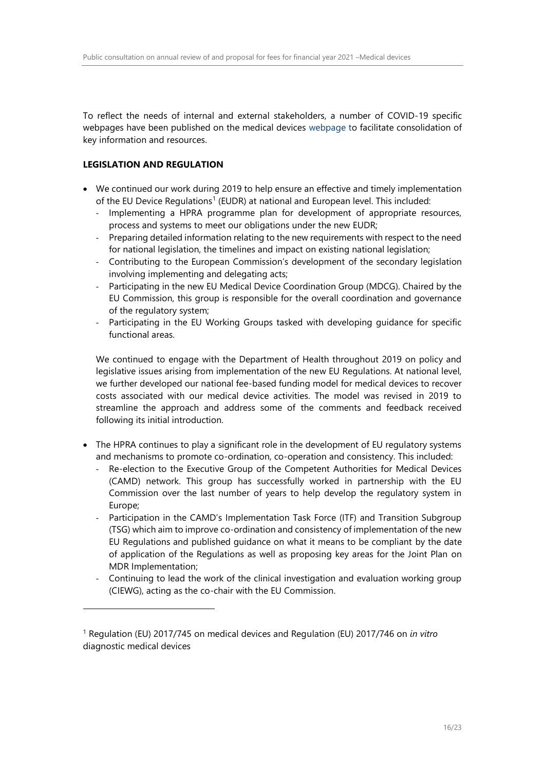To reflect the needs of internal and external stakeholders, a number of COVID-19 specific webpages have been published on the medical devices webpage to facilitate consolidation of key information and resources.

**LEGISLATION AND REGULATION**

- We continued our work during 2019 to help ensure an effective and timely implementation of the EU Device Regulations[1] (EUDR) at national and European level. This included:
  - Implementing a HPRA programme plan for development of appropriate resources, process and systems to meet our obligations under the new EUDR;
  - Preparing detailed information relating to the new requirements with respect to the need for national legislation, the timelines and impact on existing national legislation;
  - Contributing to the European Commission's development of the secondary legislation involving implementing and delegating acts;
  - Participating in the new EU Medical Device Coordination Group (MDCG). Chaired by the EU Commission, this group is responsible for the overall coordination and governance of the regulatory system;
  - Participating in the EU Working Groups tasked with developing guidance for specific functional areas.

  We continued to engage with the Department of Health throughout 2019 on policy and legislative issues arising from implementation of the new EU Regulations. At national level, we further developed our national fee-based funding model for medical devices to recover costs associated with our medical device activities. The model was revised in 2019 to streamline the approach and address some of the comments and feedback received following its initial introduction.

- The HPRA continues to play a significant role in the development of EU regulatory systems and mechanisms to promote co-ordination, co-operation and consistency. This included:
  - Re-election to the Executive Group of the Competent Authorities for Medical Devices (CAMD) network. This group has successfully worked in partnership with the EU Commission over the last number of years to help develop the regulatory system in Europe;
  - Participation in the CAMD's Implementation Task Force (ITF) and Transition Subgroup (TSG) which aim to improve co-ordination and consistency of implementation of the new EU Regulations and published guidance on what it means to be compliant by the date of application of the Regulations as well as proposing key areas for the Joint Plan on MDR Implementation;
  - Continuing to lead the work of the clinical investigation and evaluation working group (CIEWG), acting as the co-chair with the EU Commission.

---

[1] Regulation (EU) 2017/745 on medical devices and Regulation (EU) 2017/746 on *in vitro* diagnostic medical devices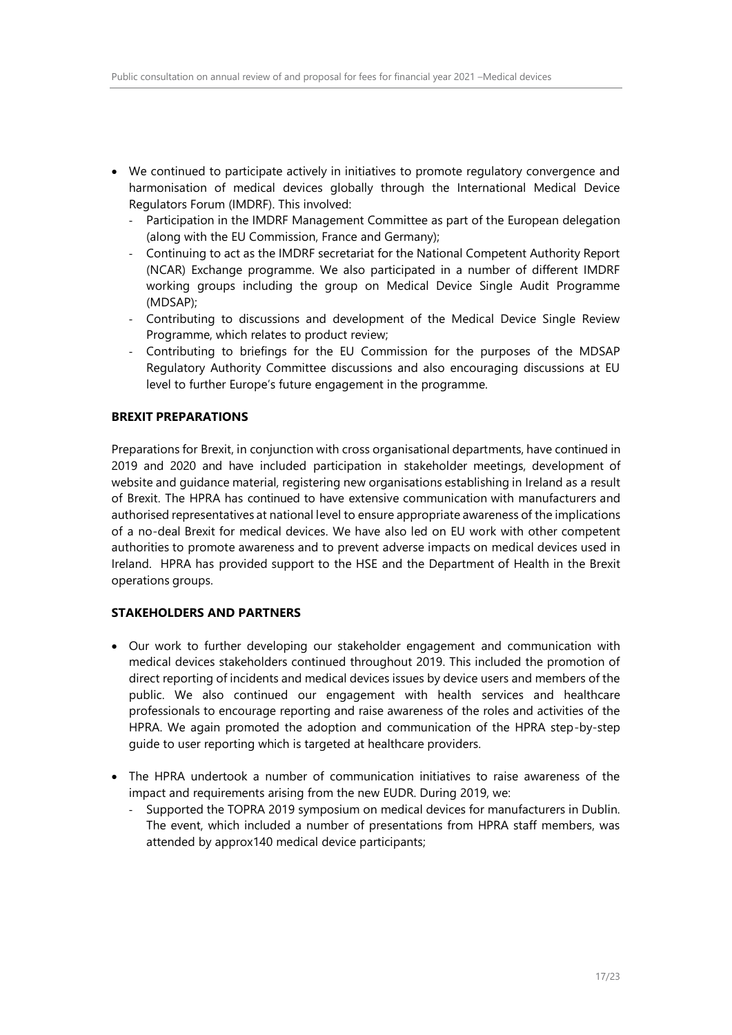- We continued to participate actively in initiatives to promote regulatory convergence and harmonisation of medical devices globally through the International Medical Device Regulators Forum (IMDRF). This involved:
  - Participation in the IMDRF Management Committee as part of the European delegation (along with the EU Commission, France and Germany);
  - Continuing to act as the IMDRF secretariat for the National Competent Authority Report (NCAR) Exchange programme. We also participated in a number of different IMDRF working groups including the group on Medical Device Single Audit Programme (MDSAP);
  - Contributing to discussions and development of the Medical Device Single Review Programme, which relates to product review;
  - Contributing to briefings for the EU Commission for the purposes of the MDSAP Regulatory Authority Committee discussions and also encouraging discussions at EU level to further Europe's future engagement in the programme.

## BREXIT PREPARATIONS

Preparations for Brexit, in conjunction with cross organisational departments, have continued in 2019 and 2020 and have included participation in stakeholder meetings, development of website and guidance material, registering new organisations establishing in Ireland as a result of Brexit. The HPRA has continued to have extensive communication with manufacturers and authorised representatives at national level to ensure appropriate awareness of the implications of a no-deal Brexit for medical devices. We have also led on EU work with other competent authorities to promote awareness and to prevent adverse impacts on medical devices used in Ireland. HPRA has provided support to the HSE and the Department of Health in the Brexit operations groups.

## STAKEHOLDERS AND PARTNERS

- Our work to further developing our stakeholder engagement and communication with medical devices stakeholders continued throughout 2019. This included the promotion of direct reporting of incidents and medical devices issues by device users and members of the public. We also continued our engagement with health services and healthcare professionals to encourage reporting and raise awareness of the roles and activities of the HPRA. We again promoted the adoption and communication of the HPRA step-by-step guide to user reporting which is targeted at healthcare providers.
- The HPRA undertook a number of communication initiatives to raise awareness of the impact and requirements arising from the new EUDR. During 2019, we:
  - Supported the TOPRA 2019 symposium on medical devices for manufacturers in Dublin. The event, which included a number of presentations from HPRA staff members, was attended by approx140 medical device participants;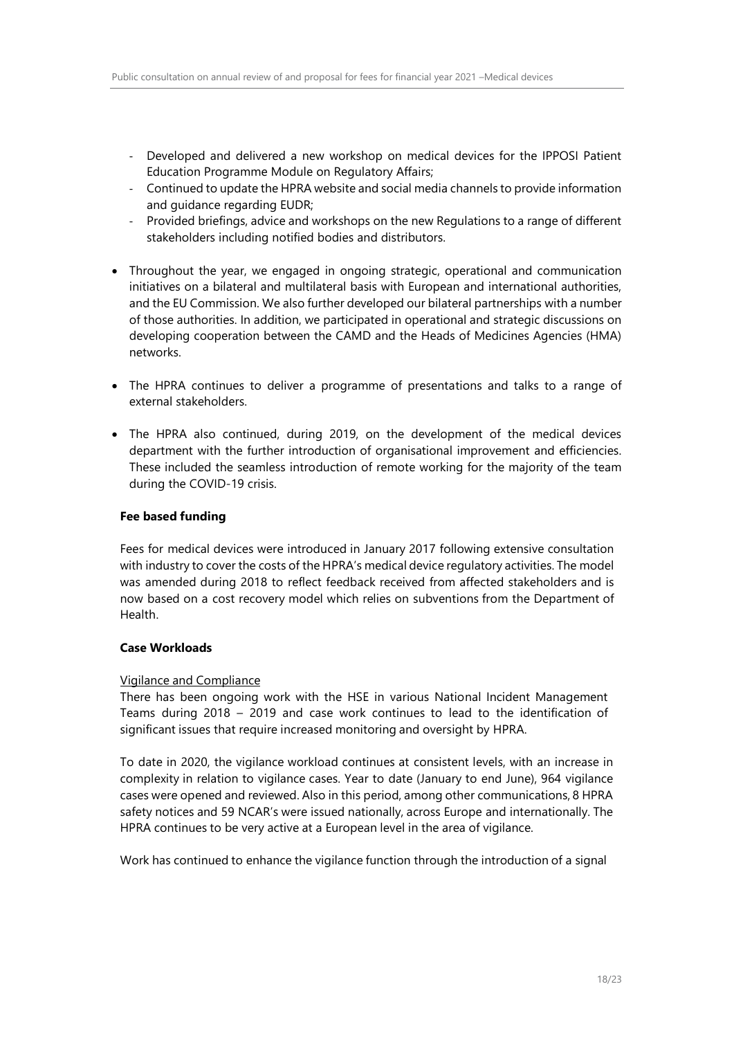- Developed and delivered a new workshop on medical devices for the IPPOSI Patient Education Programme Module on Regulatory Affairs;
- Continued to update the HPRA website and social media channels to provide information and guidance regarding EUDR;
- Provided briefings, advice and workshops on the new Regulations to a range of different stakeholders including notified bodies and distributors.

- Throughout the year, we engaged in ongoing strategic, operational and communication initiatives on a bilateral and multilateral basis with European and international authorities, and the EU Commission. We also further developed our bilateral partnerships with a number of those authorities. In addition, we participated in operational and strategic discussions on developing cooperation between the CAMD and the Heads of Medicines Agencies (HMA) networks.

- The HPRA continues to deliver a programme of presentations and talks to a range of external stakeholders.

- The HPRA also continued, during 2019, on the development of the medical devices department with the further introduction of organisational improvement and efficiencies. These included the seamless introduction of remote working for the majority of the team during the COVID-19 crisis.

**Fee based funding**

Fees for medical devices were introduced in January 2017 following extensive consultation with industry to cover the costs of the HPRA's medical device regulatory activities. The model was amended during 2018 to reflect feedback received from affected stakeholders and is now based on a cost recovery model which relies on subventions from the Department of Health.

**Case Workloads**

Vigilance and Compliance

There has been ongoing work with the HSE in various National Incident Management Teams during 2018 – 2019 and case work continues to lead to the identification of significant issues that require increased monitoring and oversight by HPRA.

To date in 2020, the vigilance workload continues at consistent levels, with an increase in complexity in relation to vigilance cases. Year to date (January to end June), 964 vigilance cases were opened and reviewed. Also in this period, among other communications, 8 HPRA safety notices and 59 NCAR's were issued nationally, across Europe and internationally. The HPRA continues to be very active at a European level in the area of vigilance.

Work has continued to enhance the vigilance function through the introduction of a signal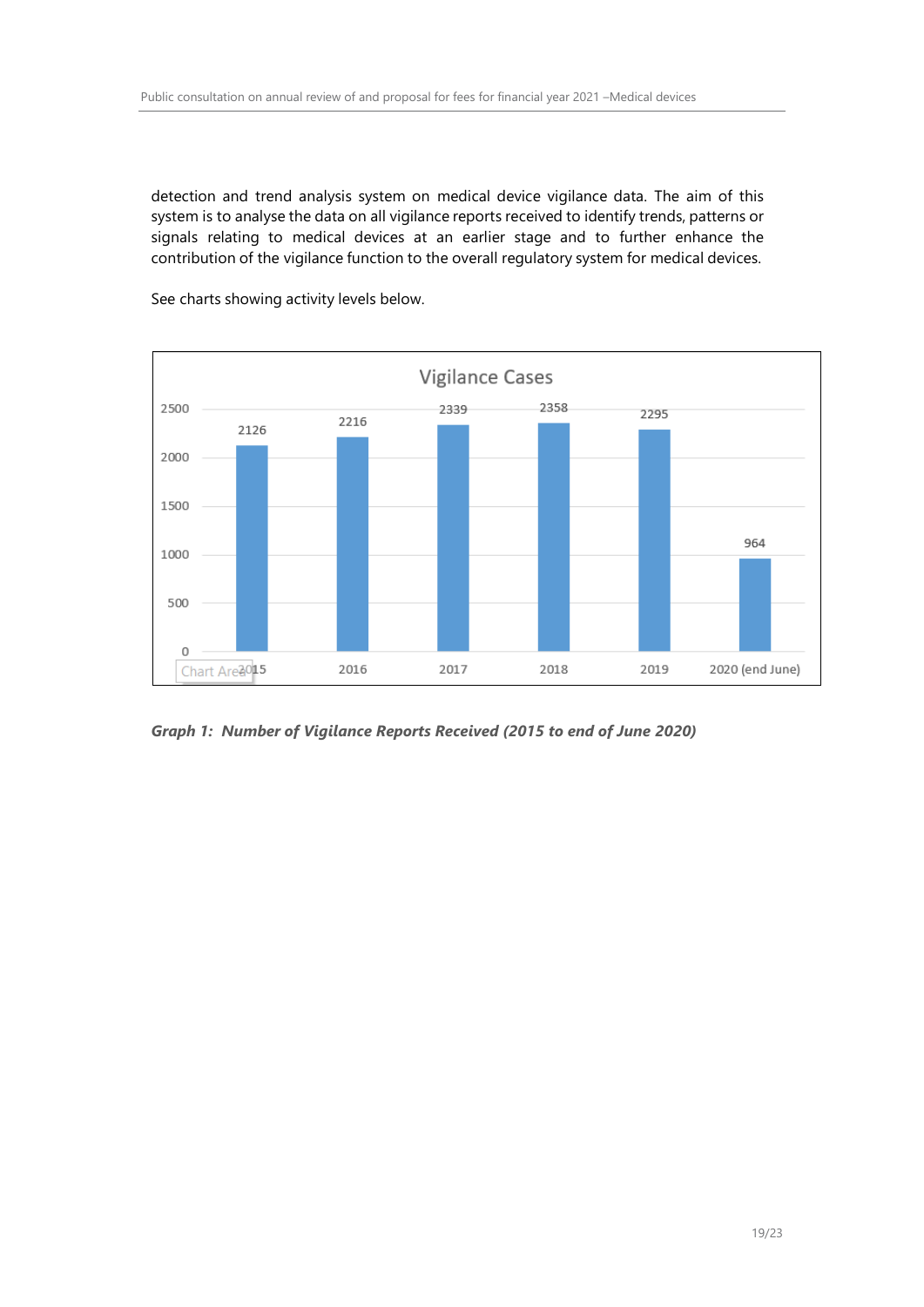detection and trend analysis system on medical device vigilance data. The aim of this system is to analyse the data on all vigilance reports received to identify trends, patterns or signals relating to medical devices at an earlier stage and to further enhance the contribution of the vigilance function to the overall regulatory system for medical devices.

See charts showing activity levels below.

| Vigilance Cases | |
|---|---|
| 2015 | 2126 |
| 2016 | 2216 |
| 2017 | 2339 |
| 2018 | 2358 |
| 2019 | 2295 |
| 2020 (end June) | 964 |

***Graph 1: Number of Vigilance Reports Received (2015 to end of June 2020)***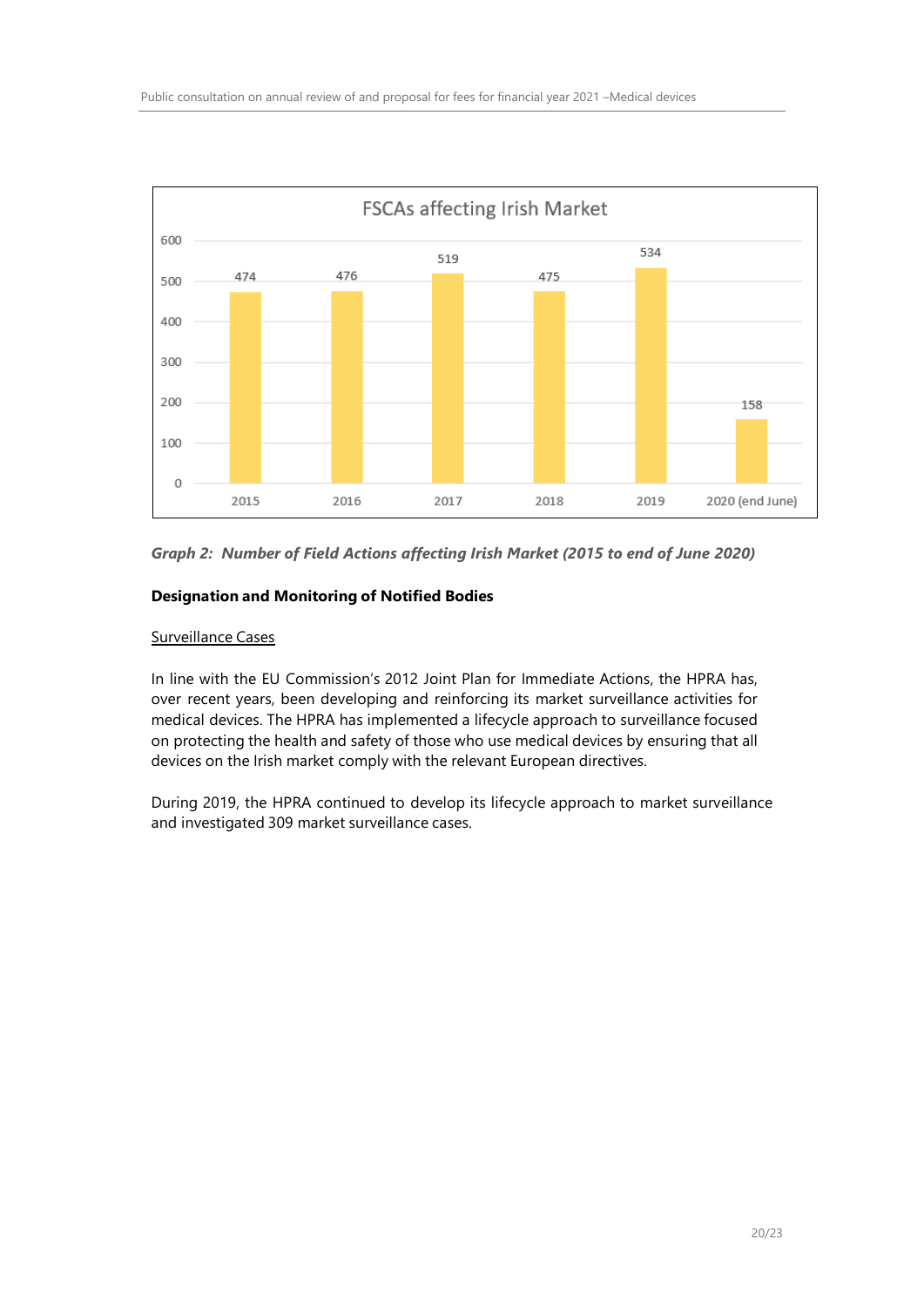**FSCAs affecting Irish Market**

| Year | Number |
| --- | --- |
| 2015 | 474 |
| 2016 | 476 |
| 2017 | 519 |
| 2018 | 475 |
| 2019 | 534 |
| 2020 (end June) | 158 |

***Graph 2: Number of Field Actions affecting Irish Market (2015 to end of June 2020)***

**Designation and Monitoring of Notified Bodies**

Surveillance Cases

In line with the EU Commission's 2012 Joint Plan for Immediate Actions, the HPRA has, over recent years, been developing and reinforcing its market surveillance activities for medical devices. The HPRA has implemented a lifecycle approach to surveillance focused on protecting the health and safety of those who use medical devices by ensuring that all devices on the Irish market comply with the relevant European directives.

During 2019, the HPRA continued to develop its lifecycle approach to market surveillance and investigated 309 market surveillance cases.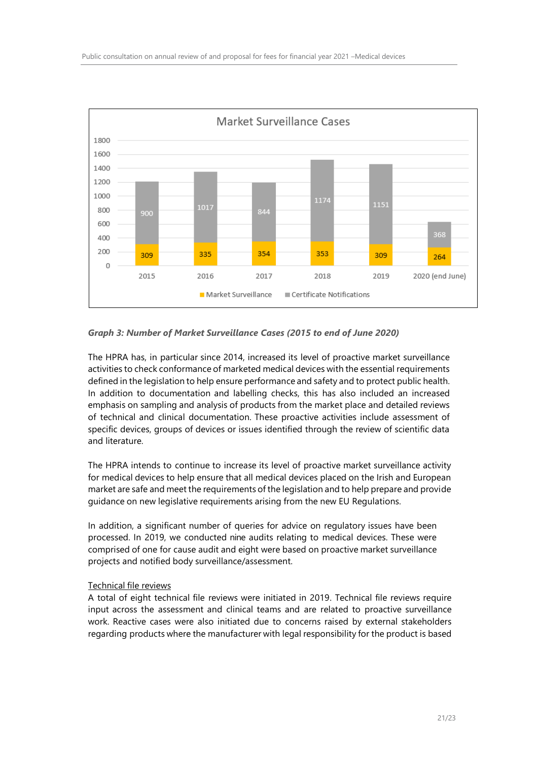**Market Surveillance Cases**

| Year | Market Surveillance | Certificate Notifications |
|---|---|---|
| 2015 | 309 | 900 |
| 2016 | 335 | 1017 |
| 2017 | 354 | 844 |
| 2018 | 353 | 1174 |
| 2019 | 309 | 1151 |
| 2020 (end June) | 264 | 368 |

***Graph 3: Number of Market Surveillance Cases (2015 to end of June 2020)***

The HPRA has, in particular since 2014, increased its level of proactive market surveillance activities to check conformance of marketed medical devices with the essential requirements defined in the legislation to help ensure performance and safety and to protect public health. In addition to documentation and labelling checks, this has also included an increased emphasis on sampling and analysis of products from the market place and detailed reviews of technical and clinical documentation. These proactive activities include assessment of specific devices, groups of devices or issues identified through the review of scientific data and literature.

The HPRA intends to continue to increase its level of proactive market surveillance activity for medical devices to help ensure that all medical devices placed on the Irish and European market are safe and meet the requirements of the legislation and to help prepare and provide guidance on new legislative requirements arising from the new EU Regulations.

In addition, a significant number of queries for advice on regulatory issues have been processed. In 2019, we conducted nine audits relating to medical devices. These were comprised of one for cause audit and eight were based on proactive market surveillance projects and notified body surveillance/assessment.

Technical file reviews

A total of eight technical file reviews were initiated in 2019. Technical file reviews require input across the assessment and clinical teams and are related to proactive surveillance work. Reactive cases were also initiated due to concerns raised by external stakeholders regarding products where the manufacturer with legal responsibility for the product is based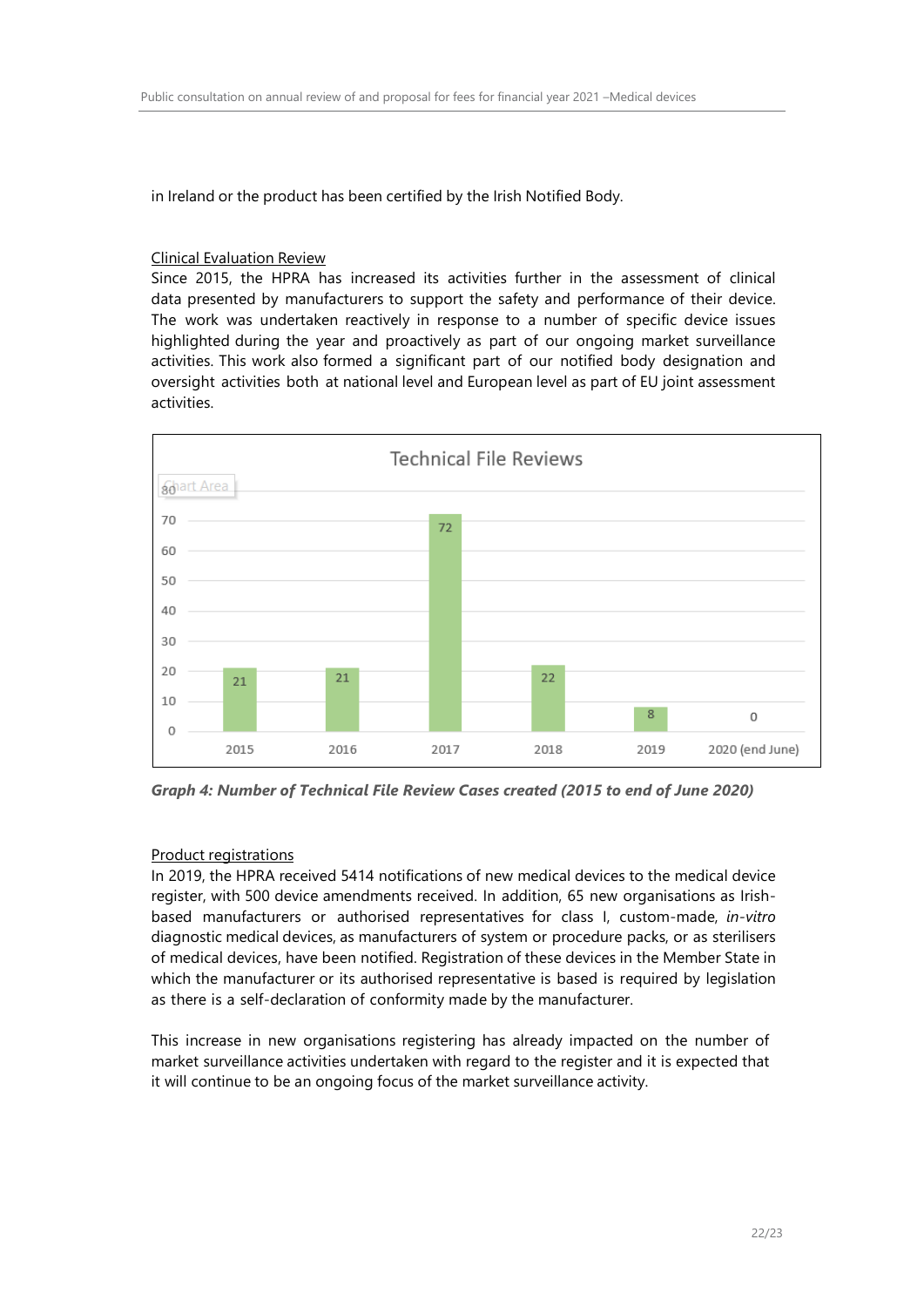in Ireland or the product has been certified by the Irish Notified Body.

Clinical Evaluation Review

Since 2015, the HPRA has increased its activities further in the assessment of clinical data presented by manufacturers to support the safety and performance of their device. The work was undertaken reactively in response to a number of specific device issues highlighted during the year and proactively as part of our ongoing market surveillance activities. This work also formed a significant part of our notified body designation and oversight activities both at national level and European level as part of EU joint assessment activities.

| Technical File Reviews | |
|---|---|
| 2015 | 21 |
| 2016 | 21 |
| 2017 | 72 |
| 2018 | 22 |
| 2019 | 8 |
| 2020 (end June) | 0 |

***Graph 4: Number of Technical File Review Cases created (2015 to end of June 2020)***

Product registrations

In 2019, the HPRA received 5414 notifications of new medical devices to the medical device register, with 500 device amendments received. In addition, 65 new organisations as Irish-based manufacturers or authorised representatives for class I, custom-made, *in-vitro* diagnostic medical devices, as manufacturers of system or procedure packs, or as sterilisers of medical devices, have been notified. Registration of these devices in the Member State in which the manufacturer or its authorised representative is based is required by legislation as there is a self-declaration of conformity made by the manufacturer.

This increase in new organisations registering has already impacted on the number of market surveillance activities undertaken with regard to the register and it is expected that it will continue to be an ongoing focus of the market surveillance activity.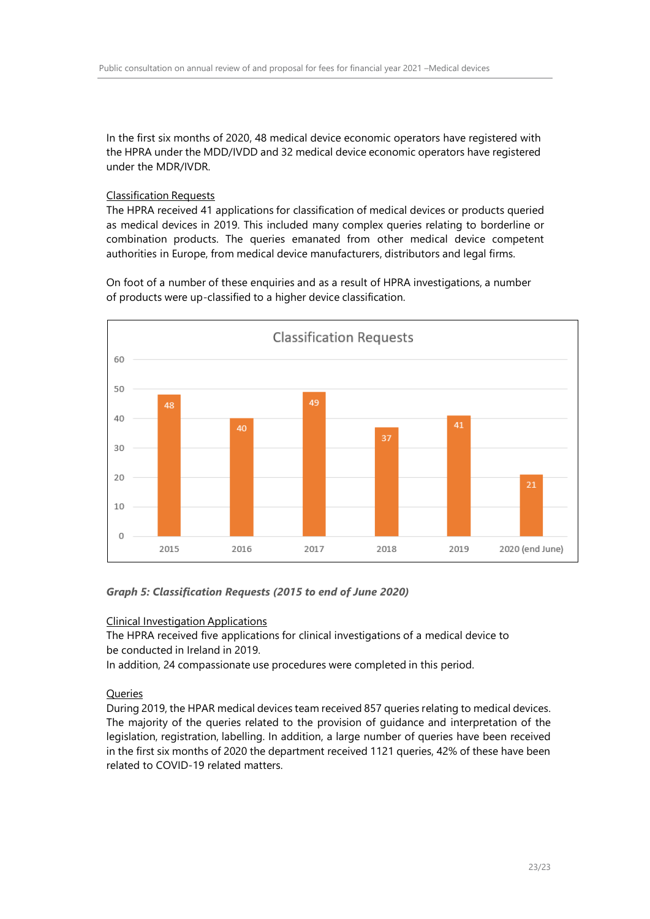In the first six months of 2020, 48 medical device economic operators have registered with the HPRA under the MDD/IVDD and 32 medical device economic operators have registered under the MDR/IVDR.

Classification Requests

The HPRA received 41 applications for classification of medical devices or products queried as medical devices in 2019. This included many complex queries relating to borderline or combination products. The queries emanated from other medical device competent authorities in Europe, from medical device manufacturers, distributors and legal firms.

On foot of a number of these enquiries and as a result of HPRA investigations, a number of products were up-classified to a higher device classification.

Classification Requests

60
50
40
30
20
10
0

48
40
49
37
41
21

2015
2016
2017
2018
2019
2020 (end June)

***Graph 5: Classification Requests (2015 to end of June 2020)***

Clinical Investigation Applications

The HPRA received five applications for clinical investigations of a medical device to be conducted in Ireland in 2019.
In addition, 24 compassionate use procedures were completed in this period.

Queries

During 2019, the HPAR medical devices team received 857 queries relating to medical devices. The majority of the queries related to the provision of guidance and interpretation of the legislation, registration, labelling. In addition, a large number of queries have been received in the first six months of 2020 the department received 1121 queries, 42% of these have been related to COVID-19 related matters.